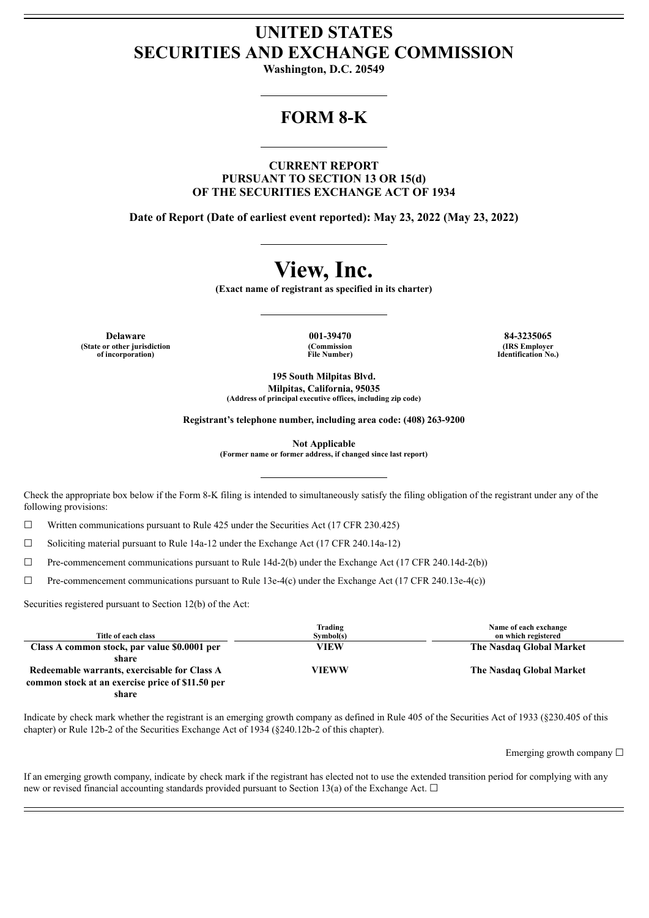# UNITED STATES
# SECURITIES AND EXCHANGE COMMISSION

**Washington, D.C. 20549**

## FORM 8-K

**CURRENT REPORT**
**PURSUANT TO SECTION 13 OR 15(d)**
**OF THE SECURITIES EXCHANGE ACT OF 1934**

**Date of Report (Date of earliest event reported): May 23, 2022 (May 23, 2022)**

# View, Inc.

**(Exact name of registrant as specified in its charter)**

| Delaware | 001-39470 | 84-3235065 |
|---|---|---|
| (State or other jurisdiction of incorporation) | (Commission File Number) | (IRS Employer Identification No.) |

**195 South Milpitas Blvd.**
**Milpitas, California, 95035**
**(Address of principal executive offices, including zip code)**

**Registrant's telephone number, including area code: (408) 263-9200**

**Not Applicable**
**(Former name or former address, if changed since last report)**

Check the appropriate box below if the Form 8-K filing is intended to simultaneously satisfy the filing obligation of the registrant under any of the following provisions:

☐ Written communications pursuant to Rule 425 under the Securities Act (17 CFR 230.425)

☐ Soliciting material pursuant to Rule 14a-12 under the Exchange Act (17 CFR 240.14a-12)

☐ Pre-commencement communications pursuant to Rule 14d-2(b) under the Exchange Act (17 CFR 240.14d-2(b))

☐ Pre-commencement communications pursuant to Rule 13e-4(c) under the Exchange Act (17 CFR 240.13e-4(c))

Securities registered pursuant to Section 12(b) of the Act:

| Title of each class | Trading Symbol(s) | Name of each exchange on which registered |
|---|---|---|
| **Class A common stock, par value $0.0001 per share** | **VIEW** | **The Nasdaq Global Market** |
| **Redeemable warrants, exercisable for Class A common stock at an exercise price of $11.50 per share** | **VIEWW** | **The Nasdaq Global Market** |

Indicate by check mark whether the registrant is an emerging growth company as defined in Rule 405 of the Securities Act of 1933 (§230.405 of this chapter) or Rule 12b-2 of the Securities Exchange Act of 1934 (§240.12b-2 of this chapter).

Emerging growth company ☐

If an emerging growth company, indicate by check mark if the registrant has elected not to use the extended transition period for complying with any new or revised financial accounting standards provided pursuant to Section 13(a) of the Exchange Act. ☐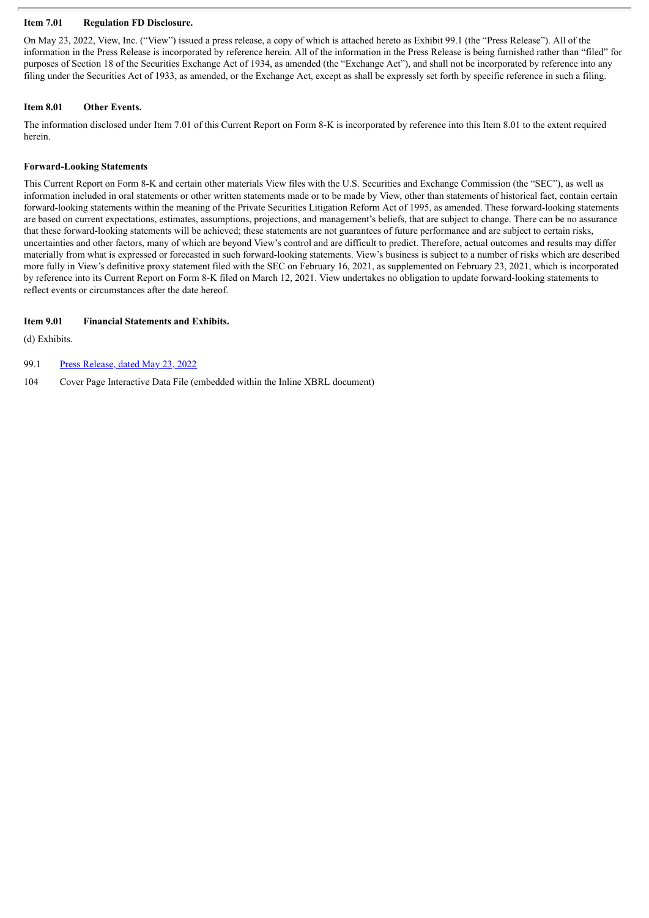**Item 7.01 Regulation FD Disclosure.**

On May 23, 2022, View, Inc. ("View") issued a press release, a copy of which is attached hereto as Exhibit 99.1 (the "Press Release"). All of the information in the Press Release is incorporated by reference herein. All of the information in the Press Release is being furnished rather than "filed" for purposes of Section 18 of the Securities Exchange Act of 1934, as amended (the "Exchange Act"), and shall not be incorporated by reference into any filing under the Securities Act of 1933, as amended, or the Exchange Act, except as shall be expressly set forth by specific reference in such a filing.

**Item 8.01 Other Events.**

The information disclosed under Item 7.01 of this Current Report on Form 8-K is incorporated by reference into this Item 8.01 to the extent required herein.

**Forward-Looking Statements**

This Current Report on Form 8-K and certain other materials View files with the U.S. Securities and Exchange Commission (the "SEC"), as well as information included in oral statements or other written statements made or to be made by View, other than statements of historical fact, contain certain forward-looking statements within the meaning of the Private Securities Litigation Reform Act of 1995, as amended. These forward-looking statements are based on current expectations, estimates, assumptions, projections, and management's beliefs, that are subject to change. There can be no assurance that these forward-looking statements will be achieved; these statements are not guarantees of future performance and are subject to certain risks, uncertainties and other factors, many of which are beyond View's control and are difficult to predict. Therefore, actual outcomes and results may differ materially from what is expressed or forecasted in such forward-looking statements. View's business is subject to a number of risks which are described more fully in View's definitive proxy statement filed with the SEC on February 16, 2021, as supplemented on February 23, 2021, which is incorporated by reference into its Current Report on Form 8-K filed on March 12, 2021. View undertakes no obligation to update forward-looking statements to reflect events or circumstances after the date hereof.

**Item 9.01 Financial Statements and Exhibits.**

(d) Exhibits.

99.1 Press Release, dated May 23, 2022

104 Cover Page Interactive Data File (embedded within the Inline XBRL document)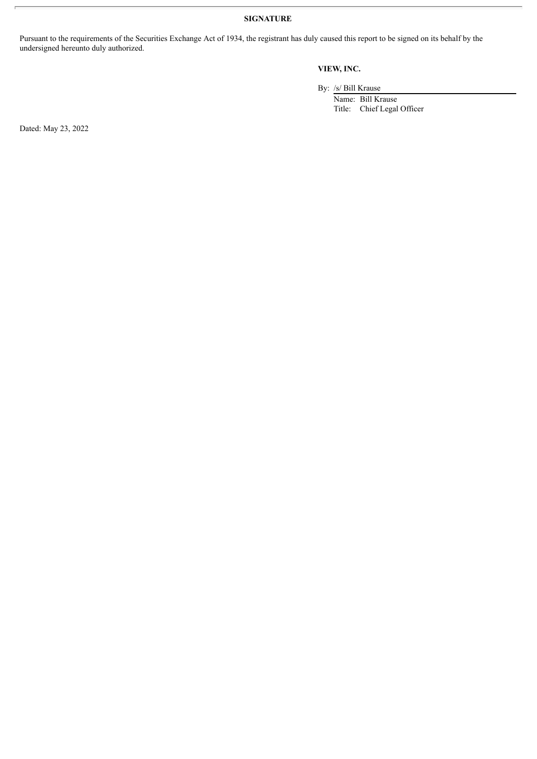**SIGNATURE**

Pursuant to the requirements of the Securities Exchange Act of 1934, the registrant has duly caused this report to be signed on its behalf by the undersigned hereunto duly authorized.

**VIEW, INC.**

By: /s/ Bill Krause
Name: Bill Krause
Title: Chief Legal Officer

Dated: May 23, 2022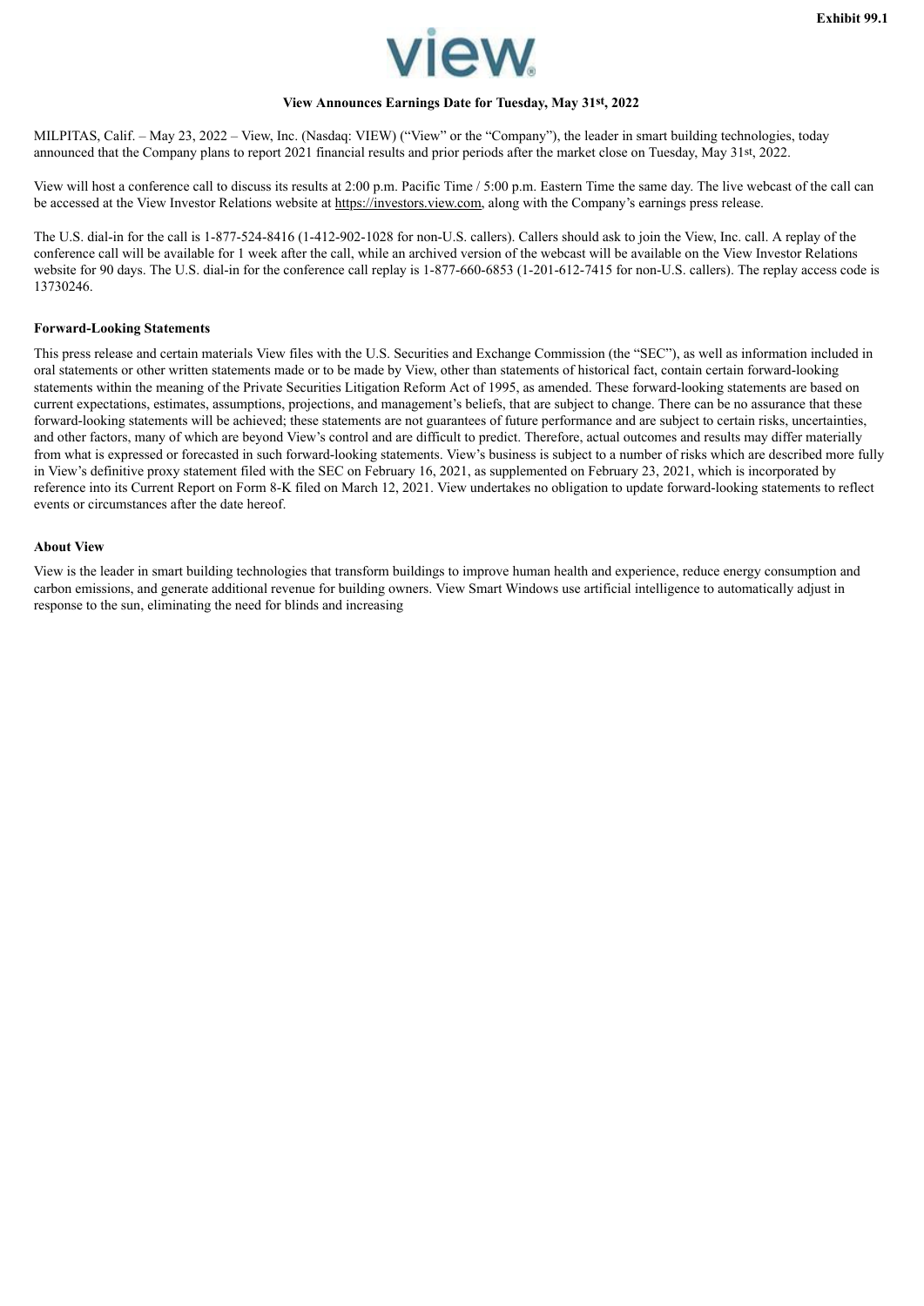Exhibit 99.1

### View Announces Earnings Date for Tuesday, May 31st, 2022

MILPITAS, Calif. – May 23, 2022 – View, Inc. (Nasdaq: VIEW) ("View" or the "Company"), the leader in smart building technologies, today announced that the Company plans to report 2021 financial results and prior periods after the market close on Tuesday, May 31st, 2022.

View will host a conference call to discuss its results at 2:00 p.m. Pacific Time / 5:00 p.m. Eastern Time the same day. The live webcast of the call can be accessed at the View Investor Relations website at https://investors.view.com, along with the Company's earnings press release.

The U.S. dial-in for the call is 1-877-524-8416 (1-412-902-1028 for non-U.S. callers). Callers should ask to join the View, Inc. call. A replay of the conference call will be available for 1 week after the call, while an archived version of the webcast will be available on the View Investor Relations website for 90 days. The U.S. dial-in for the conference call replay is 1-877-660-6853 (1-201-612-7415 for non-U.S. callers). The replay access code is 13730246.

**Forward-Looking Statements**

This press release and certain materials View files with the U.S. Securities and Exchange Commission (the "SEC"), as well as information included in oral statements or other written statements made or to be made by View, other than statements of historical fact, contain certain forward-looking statements within the meaning of the Private Securities Litigation Reform Act of 1995, as amended. These forward-looking statements are based on current expectations, estimates, assumptions, projections, and management's beliefs, that are subject to change. There can be no assurance that these forward-looking statements will be achieved; these statements are not guarantees of future performance and are subject to certain risks, uncertainties, and other factors, many of which are beyond View's control and are difficult to predict. Therefore, actual outcomes and results may differ materially from what is expressed or forecasted in such forward-looking statements. View's business is subject to a number of risks which are described more fully in View's definitive proxy statement filed with the SEC on February 16, 2021, as supplemented on February 23, 2021, which is incorporated by reference into its Current Report on Form 8-K filed on March 12, 2021. View undertakes no obligation to update forward-looking statements to reflect events or circumstances after the date hereof.

**About View**

View is the leader in smart building technologies that transform buildings to improve human health and experience, reduce energy consumption and carbon emissions, and generate additional revenue for building owners. View Smart Windows use artificial intelligence to automatically adjust in response to the sun, eliminating the need for blinds and increasing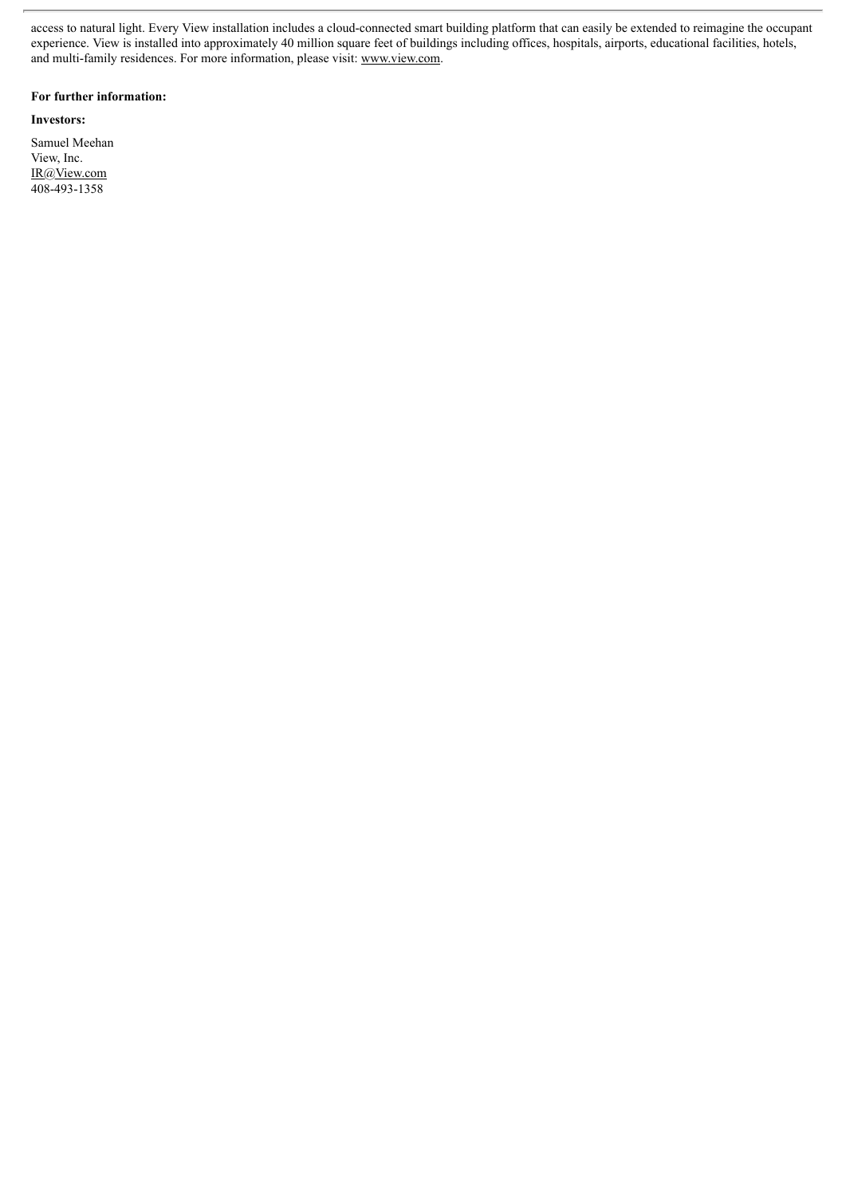access to natural light. Every View installation includes a cloud-connected smart building platform that can easily be extended to reimagine the occupant experience. View is installed into approximately 40 million square feet of buildings including offices, hospitals, airports, educational facilities, hotels, and multi-family residences. For more information, please visit: www.view.com.

**For further information:**

**Investors:**

Samuel Meehan
View, Inc.
IR@View.com
408-493-1358